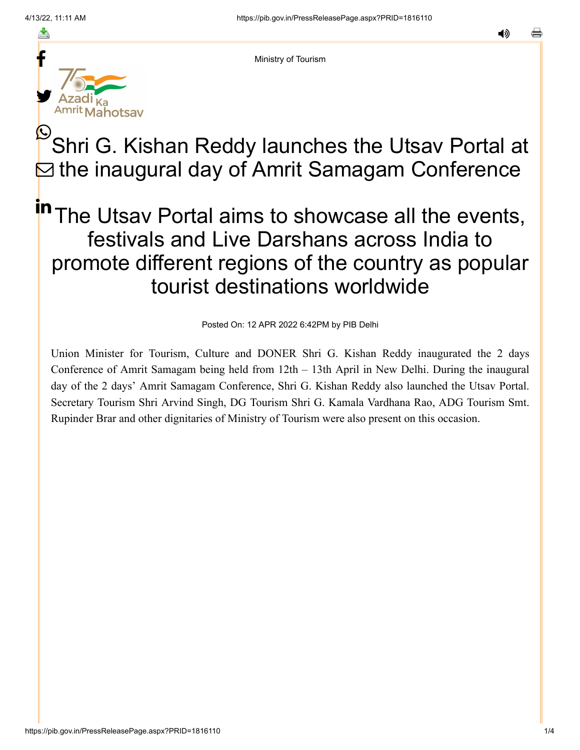Ministry of Tourism

# Shri G. Kishan Reddy launches the Utsav Portal at the inaugural day of Amrit Samagam Conference

## The Utsav Portal aims to showcase all the events, festivals and Live Darshans across India to promote different regions of the country as popular tourist destinations worldwide

Posted On: 12 APR 2022 6:42PM by PIB Delhi

Union Minister for Tourism, Culture and DONER Shri G. Kishan Reddy inaugurated the 2 days Conference of Amrit Samagam being held from 12th – 13th April in New Delhi. During the inaugural day of the 2 days' Amrit Samagam Conference, Shri G. Kishan Reddy also launched the Utsav Portal. Secretary Tourism Shri Arvind Singh, DG Tourism Shri G. Kamala Vardhana Rao, ADG Tourism Smt. Rupinder Brar and other dignitaries of Ministry of Tourism were also present on this occasion.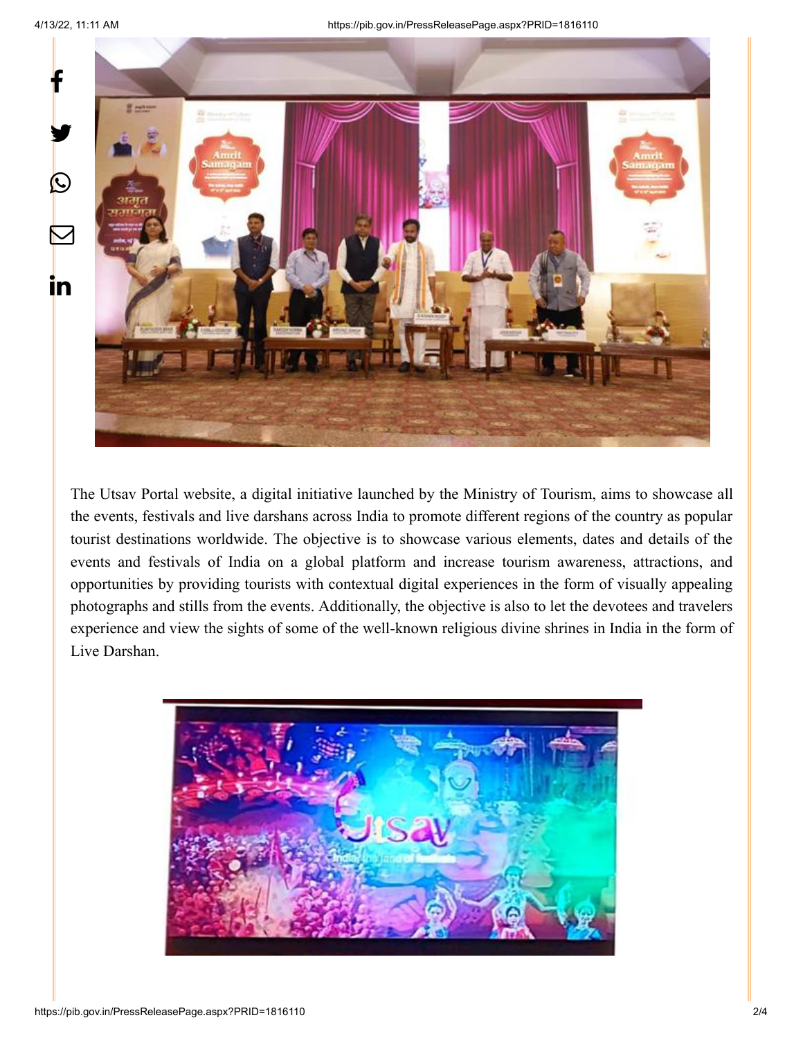The Utsav Portal website, a digital initiative launched by the Ministry of Tourism, aims to showcase all the events, festivals and live darshans across India to promote different regions of the country as popular tourist destinations worldwide. The objective is to showcase various elements, dates and details of the events and festivals of India on a global platform and increase tourism awareness, attractions, and opportunities by providing tourists with contextual digital experiences in the form of visually appealing photographs and stills from the events. Additionally, the objective is also to let the devotees and travelers experience and view the sights of some of the well-known religious divine shrines in India in the form of Live Darshan.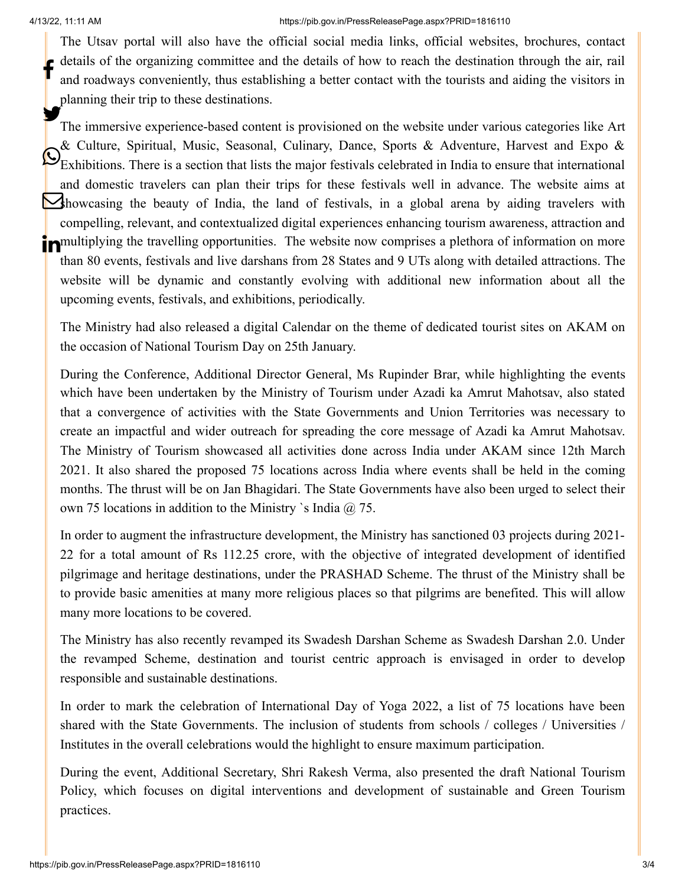The Utsav portal will also have the official social media links, official websites, brochures, contact details of the organizing committee and the details of how to reach the destination through the air, rail and roadways conveniently, thus establishing a better contact with the tourists and aiding the visitors in planning their trip to these destinations.

The immersive experience-based content is provisioned on the website under various categories like Art & Culture, Spiritual, Music, Seasonal, Culinary, Dance, Sports & Adventure, Harvest and Expo & Exhibitions. There is a section that lists the major festivals celebrated in India to ensure that international and domestic travelers can plan their trips for these festivals well in advance. The website aims at showcasing the beauty of India, the land of festivals, in a global arena by aiding travelers with compelling, relevant, and contextualized digital experiences enhancing tourism awareness, attraction and multiplying the travelling opportunities. The website now comprises a plethora of information on more than 80 events, festivals and live darshans from 28 States and 9 UTs along with detailed attractions. The website will be dynamic and constantly evolving with additional new information about all the upcoming events, festivals, and exhibitions, periodically.

The Ministry had also released a digital Calendar on the theme of dedicated tourist sites on AKAM on the occasion of National Tourism Day on 25th January.

During the Conference, Additional Director General, Ms Rupinder Brar, while highlighting the events which have been undertaken by the Ministry of Tourism under Azadi ka Amrut Mahotsav, also stated that a convergence of activities with the State Governments and Union Territories was necessary to create an impactful and wider outreach for spreading the core message of Azadi ka Amrut Mahotsav. The Ministry of Tourism showcased all activities done across India under AKAM since 12th March 2021. It also shared the proposed 75 locations across India where events shall be held in the coming months. The thrust will be on Jan Bhagidari. The State Governments have also been urged to select their own 75 locations in addition to the Ministry `s India @ 75.

In order to augment the infrastructure development, the Ministry has sanctioned 03 projects during 2021-22 for a total amount of Rs 112.25 crore, with the objective of integrated development of identified pilgrimage and heritage destinations, under the PRASHAD Scheme. The thrust of the Ministry shall be to provide basic amenities at many more religious places so that pilgrims are benefited. This will allow many more locations to be covered.

The Ministry has also recently revamped its Swadesh Darshan Scheme as Swadesh Darshan 2.0. Under the revamped Scheme, destination and tourist centric approach is envisaged in order to develop responsible and sustainable destinations.

In order to mark the celebration of International Day of Yoga 2022, a list of 75 locations have been shared with the State Governments. The inclusion of students from schools / colleges / Universities / Institutes in the overall celebrations would the highlight to ensure maximum participation.

During the event, Additional Secretary, Shri Rakesh Verma, also presented the draft National Tourism Policy, which focuses on digital interventions and development of sustainable and Green Tourism practices.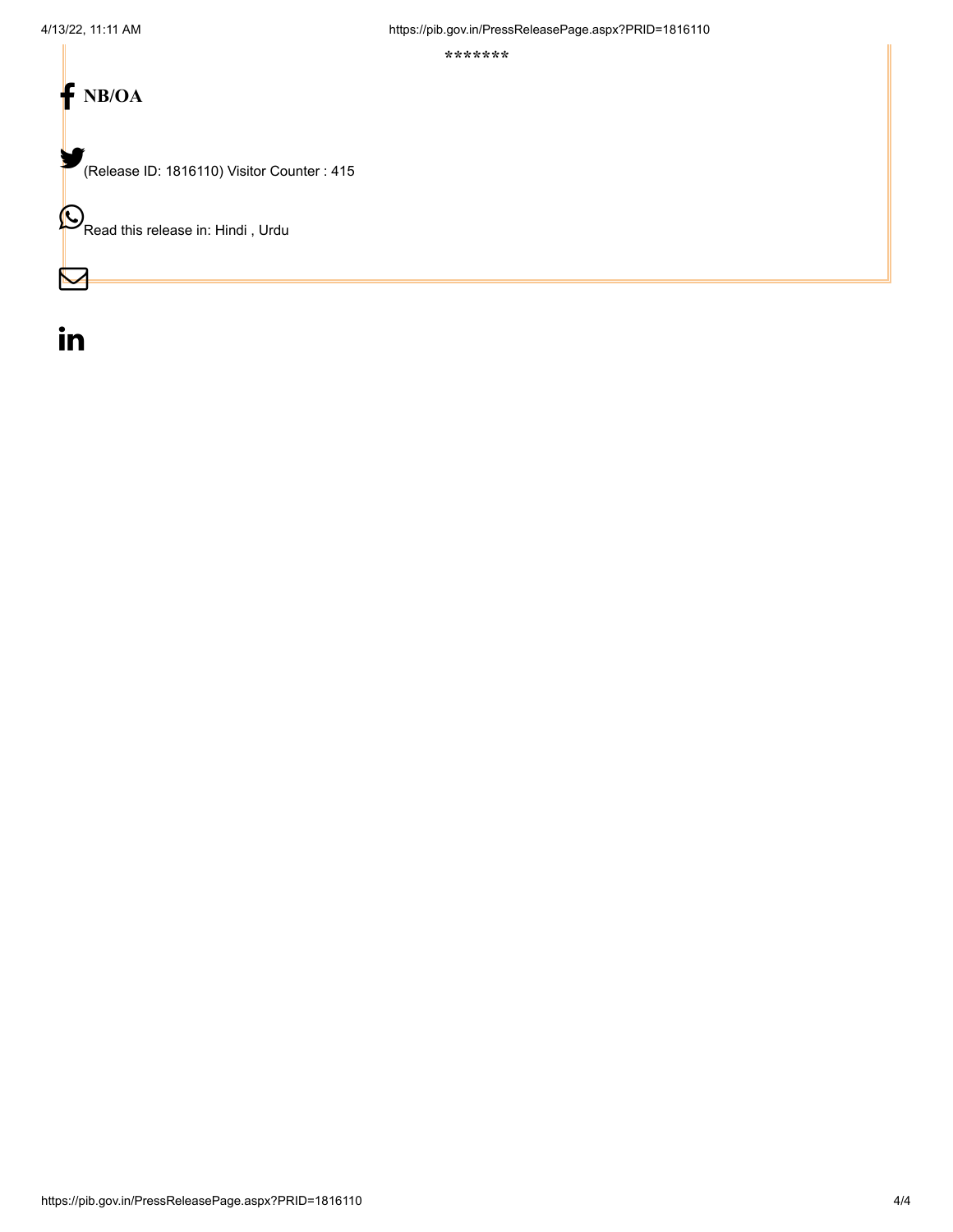*******

**NB/OA**

(Release ID: 1816110) Visitor Counter : 415

Read this release in: Hindi , Urdu